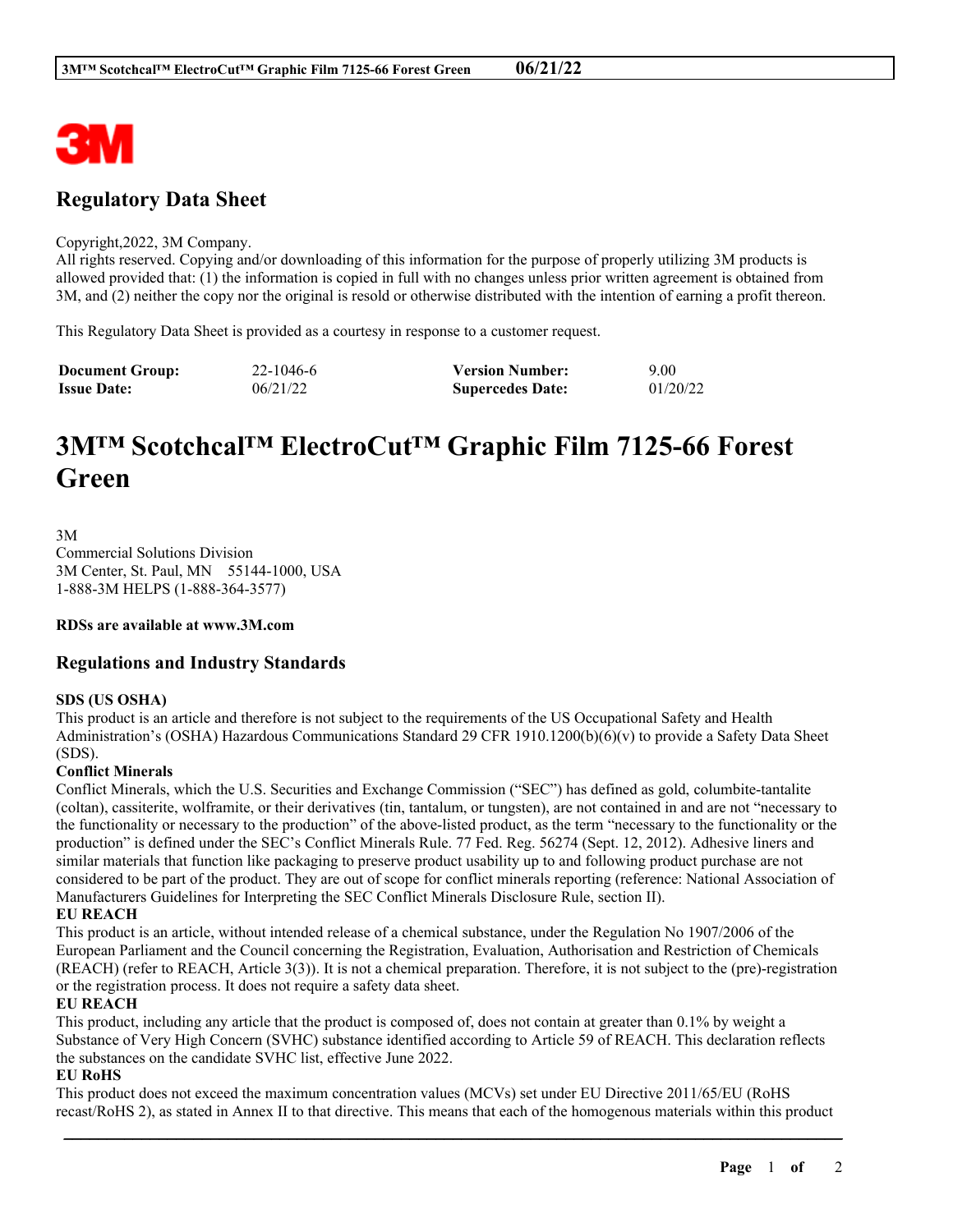# Regulatory Data Sheet

Copyright,2022, 3M Company.
All rights reserved. Copying and/or downloading of this information for the purpose of properly utilizing 3M products is allowed provided that: (1) the information is copied in full with no changes unless prior written agreement is obtained from 3M, and (2) neither the copy nor the original is resold or otherwise distributed with the intention of earning a profit thereon.

This Regulatory Data Sheet is provided as a courtesy in response to a customer request.

| **Document Group:** | 22-1046-6 | **Version Number:** | 9.00 |
|---|---|---|---|
| **Issue Date:** | 06/21/22 | **Supercedes Date:** | 01/20/22 |

# 3M™ Scotchcal™ ElectroCut™ Graphic Film 7125-66 Forest Green

3M
Commercial Solutions Division
3M Center, St. Paul, MN 55144-1000, USA
1-888-3M HELPS (1-888-364-3577)

**RDSs are available at www.3M.com**

## Regulations and Industry Standards

**SDS (US OSHA)**
This product is an article and therefore is not subject to the requirements of the US Occupational Safety and Health Administration's (OSHA) Hazardous Communications Standard 29 CFR 1910.1200(b)(6)(v) to provide a Safety Data Sheet (SDS).

**Conflict Minerals**
Conflict Minerals, which the U.S. Securities and Exchange Commission ("SEC") has defined as gold, columbite-tantalite (coltan), cassiterite, wolframite, or their derivatives (tin, tantalum, or tungsten), are not contained in and are not "necessary to the functionality or necessary to the production" of the above-listed product, as the term "necessary to the functionality or the production" is defined under the SEC's Conflict Minerals Rule. 77 Fed. Reg. 56274 (Sept. 12, 2012). Adhesive liners and similar materials that function like packaging to preserve product usability up to and following product purchase are not considered to be part of the product. They are out of scope for conflict minerals reporting (reference: National Association of Manufacturers Guidelines for Interpreting the SEC Conflict Minerals Disclosure Rule, section II).

**EU REACH**
This product is an article, without intended release of a chemical substance, under the Regulation No 1907/2006 of the European Parliament and the Council concerning the Registration, Evaluation, Authorisation and Restriction of Chemicals (REACH) (refer to REACH, Article 3(3)). It is not a chemical preparation. Therefore, it is not subject to the (pre)-registration or the registration process. It does not require a safety data sheet.

**EU REACH**
This product, including any article that the product is composed of, does not contain at greater than 0.1% by weight a Substance of Very High Concern (SVHC) substance identified according to Article 59 of REACH. This declaration reflects the substances on the candidate SVHC list, effective June 2022.

**EU RoHS**
This product does not exceed the maximum concentration values (MCVs) set under EU Directive 2011/65/EU (RoHS recast/RoHS 2), as stated in Annex II to that directive. This means that each of the homogenous materials within this product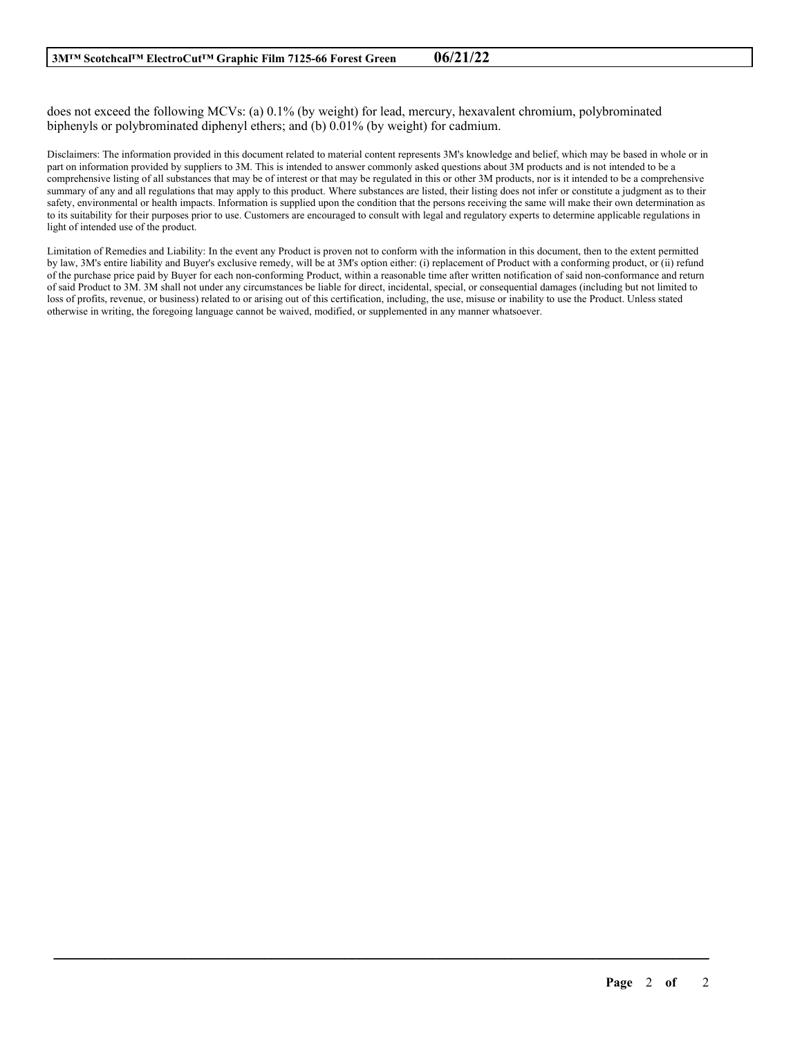does not exceed the following MCVs: (a) 0.1% (by weight) for lead, mercury, hexavalent chromium, polybrominated biphenyls or polybrominated diphenyl ethers; and (b) 0.01% (by weight) for cadmium.

Disclaimers: The information provided in this document related to material content represents 3M's knowledge and belief, which may be based in whole or in part on information provided by suppliers to 3M. This is intended to answer commonly asked questions about 3M products and is not intended to be a comprehensive listing of all substances that may be of interest or that may be regulated in this or other 3M products, nor is it intended to be a comprehensive summary of any and all regulations that may apply to this product. Where substances are listed, their listing does not infer or constitute a judgment as to their safety, environmental or health impacts. Information is supplied upon the condition that the persons receiving the same will make their own determination as to its suitability for their purposes prior to use. Customers are encouraged to consult with legal and regulatory experts to determine applicable regulations in light of intended use of the product.

Limitation of Remedies and Liability: In the event any Product is proven not to conform with the information in this document, then to the extent permitted by law, 3M's entire liability and Buyer's exclusive remedy, will be at 3M's option either: (i) replacement of Product with a conforming product, or (ii) refund of the purchase price paid by Buyer for each non-conforming Product, within a reasonable time after written notification of said non-conformance and return of said Product to 3M. 3M shall not under any circumstances be liable for direct, incidental, special, or consequential damages (including but not limited to loss of profits, revenue, or business) related to or arising out of this certification, including, the use, misuse or inability to use the Product. Unless stated otherwise in writing, the foregoing language cannot be waived, modified, or supplemented in any manner whatsoever.